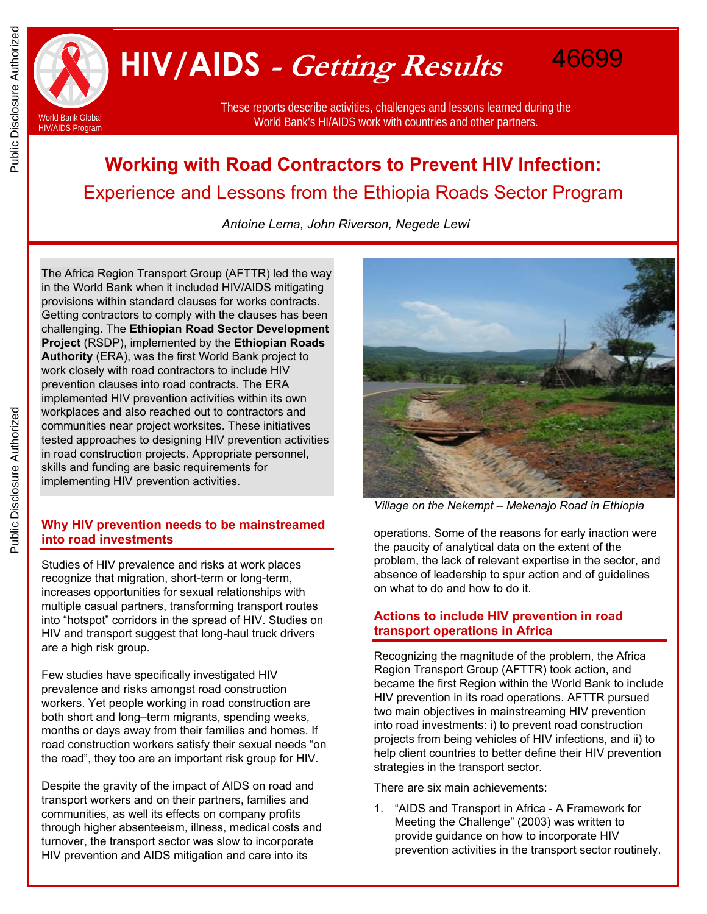# HIV/AIDS - *Getting Results*

46699

World Bank Global HIV/AIDS Program

These reports describe activities, challenges and lessons learned during the World Bank's HI/AIDS work with countries and other partners.

## Working with Road Contractors to Prevent HIV Infection: Experience and Lessons from the Ethiopia Roads Sector Program

*Antoine Lema, John Riverson, Negede Lewi*

The Africa Region Transport Group (AFTTR) led the way in the World Bank when it included HIV/AIDS mitigating provisions within standard clauses for works contracts. Getting contractors to comply with the clauses has been challenging. The **Ethiopian Road Sector Development Project** (RSDP), implemented by the **Ethiopian Roads Authority** (ERA), was the first World Bank project to work closely with road contractors to include HIV prevention clauses into road contracts. The ERA implemented HIV prevention activities within its own workplaces and also reached out to contractors and communities near project worksites. These initiatives tested approaches to designing HIV prevention activities in road construction projects. Appropriate personnel, skills and funding are basic requirements for implementing HIV prevention activities.

*Village on the Nekempt – Mekenajo Road in Ethiopia*

### Why HIV prevention needs to be mainstreamed into road investments

Studies of HIV prevalence and risks at work places recognize that migration, short-term or long-term, increases opportunities for sexual relationships with multiple casual partners, transforming transport routes into "hotspot" corridors in the spread of HIV. Studies on HIV and transport suggest that long-haul truck drivers are a high risk group.

Few studies have specifically investigated HIV prevalence and risks amongst road construction workers. Yet people working in road construction are both short and long–term migrants, spending weeks, months or days away from their families and homes. If road construction workers satisfy their sexual needs "on the road", they too are an important risk group for HIV.

Despite the gravity of the impact of AIDS on road and transport workers and on their partners, families and communities, as well its effects on company profits through higher absenteeism, illness, medical costs and turnover, the transport sector was slow to incorporate HIV prevention and AIDS mitigation and care into its operations. Some of the reasons for early inaction were the paucity of analytical data on the extent of the problem, the lack of relevant expertise in the sector, and absence of leadership to spur action and of guidelines on what to do and how to do it.

### Actions to include HIV prevention in road transport operations in Africa

Recognizing the magnitude of the problem, the Africa Region Transport Group (AFTTR) took action, and became the first Region within the World Bank to include HIV prevention in its road operations. AFTTR pursued two main objectives in mainstreaming HIV prevention into road investments: i) to prevent road construction projects from being vehicles of HIV infections, and ii) to help client countries to better define their HIV prevention strategies in the transport sector.

There are six main achievements:

1. "AIDS and Transport in Africa - A Framework for Meeting the Challenge" (2003) was written to provide guidance on how to incorporate HIV prevention activities in the transport sector routinely.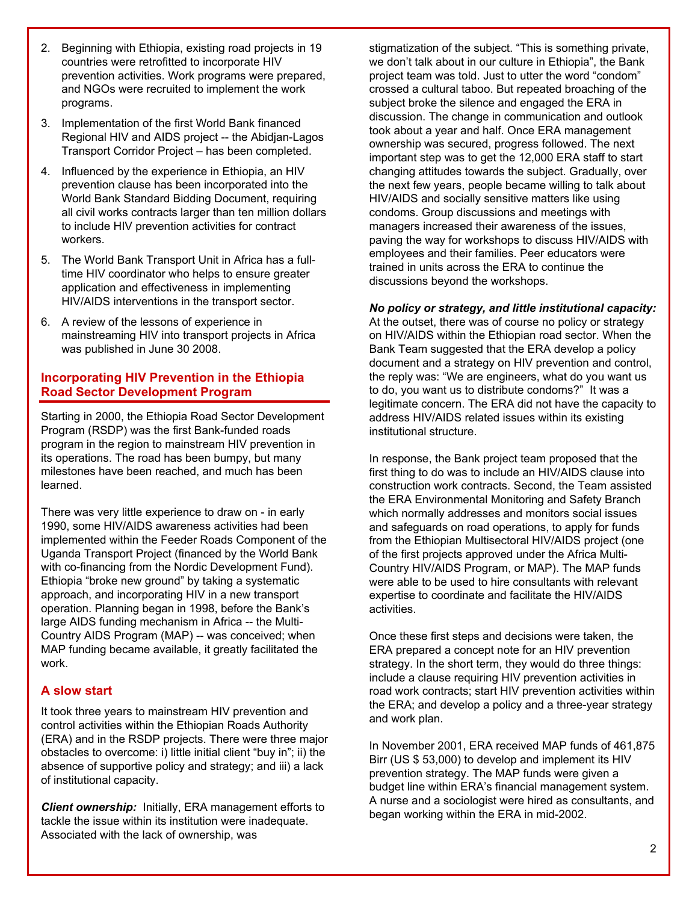2. Beginning with Ethiopia, existing road projects in 19 countries were retrofitted to incorporate HIV prevention activities. Work programs were prepared, and NGOs were recruited to implement the work programs.
3. Implementation of the first World Bank financed Regional HIV and AIDS project -- the Abidjan-Lagos Transport Corridor Project – has been completed.
4. Influenced by the experience in Ethiopia, an HIV prevention clause has been incorporated into the World Bank Standard Bidding Document, requiring all civil works contracts larger than ten million dollars to include HIV prevention activities for contract workers.
5. The World Bank Transport Unit in Africa has a full-time HIV coordinator who helps to ensure greater application and effectiveness in implementing HIV/AIDS interventions in the transport sector.
6. A review of the lessons of experience in mainstreaming HIV into transport projects in Africa was published in June 30 2008.

## Incorporating HIV Prevention in the Ethiopia Road Sector Development Program

Starting in 2000, the Ethiopia Road Sector Development Program (RSDP) was the first Bank-funded roads program in the region to mainstream HIV prevention in its operations. The road has been bumpy, but many milestones have been reached, and much has been learned.

There was very little experience to draw on - in early 1990, some HIV/AIDS awareness activities had been implemented within the Feeder Roads Component of the Uganda Transport Project (financed by the World Bank with co-financing from the Nordic Development Fund). Ethiopia "broke new ground" by taking a systematic approach, and incorporating HIV in a new transport operation. Planning began in 1998, before the Bank's large AIDS funding mechanism in Africa -- the Multi-Country AIDS Program (MAP) -- was conceived; when MAP funding became available, it greatly facilitated the work.

### A slow start

It took three years to mainstream HIV prevention and control activities within the Ethiopian Roads Authority (ERA) and in the RSDP projects. There were three major obstacles to overcome: i) little initial client "buy in"; ii) the absence of supportive policy and strategy; and iii) a lack of institutional capacity.

***Client ownership:*** Initially, ERA management efforts to tackle the issue within its institution were inadequate. Associated with the lack of ownership, was stigmatization of the subject. "This is something private, we don't talk about in our culture in Ethiopia", the Bank project team was told. Just to utter the word "condom" crossed a cultural taboo. But repeated broaching of the subject broke the silence and engaged the ERA in discussion. The change in communication and outlook took about a year and half. Once ERA management ownership was secured, progress followed. The next important step was to get the 12,000 ERA staff to start changing attitudes towards the subject. Gradually, over the next few years, people became willing to talk about HIV/AIDS and socially sensitive matters like using condoms. Group discussions and meetings with managers increased their awareness of the issues, paving the way for workshops to discuss HIV/AIDS with employees and their families. Peer educators were trained in units across the ERA to continue the discussions beyond the workshops.

***No policy or strategy, and little institutional capacity:*** At the outset, there was of course no policy or strategy on HIV/AIDS within the Ethiopian road sector. When the Bank Team suggested that the ERA develop a policy document and a strategy on HIV prevention and control, the reply was: "We are engineers, what do you want us to do, you want us to distribute condoms?" It was a legitimate concern. The ERA did not have the capacity to address HIV/AIDS related issues within its existing institutional structure.

In response, the Bank project team proposed that the first thing to do was to include an HIV/AIDS clause into construction work contracts. Second, the Team assisted the ERA Environmental Monitoring and Safety Branch which normally addresses and monitors social issues and safeguards on road operations, to apply for funds from the Ethiopian Multisectoral HIV/AIDS project (one of the first projects approved under the Africa Multi-Country HIV/AIDS Program, or MAP). The MAP funds were able to be used to hire consultants with relevant expertise to coordinate and facilitate the HIV/AIDS activities.

Once these first steps and decisions were taken, the ERA prepared a concept note for an HIV prevention strategy. In the short term, they would do three things: include a clause requiring HIV prevention activities in road work contracts; start HIV prevention activities within the ERA; and develop a policy and a three-year strategy and work plan.

In November 2001, ERA received MAP funds of 461,875 Birr (US $ 53,000) to develop and implement its HIV prevention strategy. The MAP funds were given a budget line within ERA's financial management system. A nurse and a sociologist were hired as consultants, and began working within the ERA in mid-2002.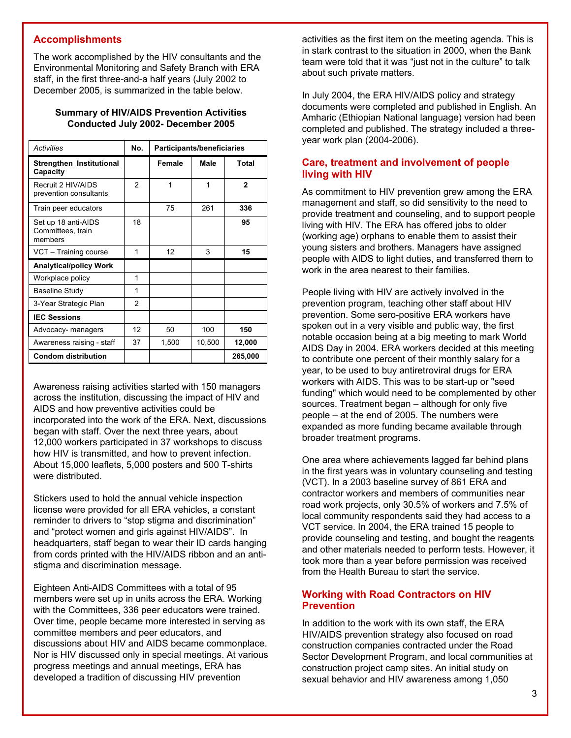## Accomplishments

The work accomplished by the HIV consultants and the Environmental Monitoring and Safety Branch with ERA staff, in the first three-and-a half years (July 2002 to December 2005, is summarized in the table below.

**Summary of HIV/AIDS Prevention Activities Conducted July 2002- December 2005**

| *Activities* | No. | Participants/beneficiaries | | |
|---|---|---|---|---|
| **Strengthen Institutional Capacity** | | **Female** | **Male** | **Total** |
| Recruit 2 HIV/AIDS prevention consultants | 2 | 1 | 1 | **2** |
| Train peer educators | | 75 | 261 | **336** |
| Set up 18 anti-AIDS Committees, train members | 18 | | | **95** |
| VCT – Training course | 1 | 12 | 3 | **15** |
| **Analytical/policy Work** | | | | |
| Workplace policy | 1 | | | |
| Baseline Study | 1 | | | |
| 3-Year Strategic Plan | 2 | | | |
| **IEC Sessions** | | | | |
| Advocacy- managers | 12 | 50 | 100 | **150** |
| Awareness raising - staff | 37 | 1,500 | 10,500 | **12,000** |
| **Condom distribution** | | | | **265,000** |

Awareness raising activities started with 150 managers across the institution, discussing the impact of HIV and AIDS and how preventive activities could be incorporated into the work of the ERA. Next, discussions began with staff. Over the next three years, about 12,000 workers participated in 37 workshops to discuss how HIV is transmitted, and how to prevent infection. About 15,000 leaflets, 5,000 posters and 500 T-shirts were distributed.

Stickers used to hold the annual vehicle inspection license were provided for all ERA vehicles, a constant reminder to drivers to "stop stigma and discrimination" and "protect women and girls against HIV/AIDS". In headquarters, staff began to wear their ID cards hanging from cords printed with the HIV/AIDS ribbon and an anti-stigma and discrimination message.

Eighteen Anti-AIDS Committees with a total of 95 members were set up in units across the ERA. Working with the Committees, 336 peer educators were trained. Over time, people became more interested in serving as committee members and peer educators, and discussions about HIV and AIDS became commonplace. Nor is HIV discussed only in special meetings. At various progress meetings and annual meetings, ERA has developed a tradition of discussing HIV prevention activities as the first item on the meeting agenda. This is in stark contrast to the situation in 2000, when the Bank team were told that it was "just not in the culture" to talk about such private matters.

In July 2004, the ERA HIV/AIDS policy and strategy documents were completed and published in English. An Amharic (Ethiopian National language) version had been completed and published. The strategy included a three-year work plan (2004-2006).

## Care, treatment and involvement of people living with HIV

As commitment to HIV prevention grew among the ERA management and staff, so did sensitivity to the need to provide treatment and counseling, and to support people living with HIV. The ERA has offered jobs to older (working age) orphans to enable them to assist their young sisters and brothers. Managers have assigned people with AIDS to light duties, and transferred them to work in the area nearest to their families.

People living with HIV are actively involved in the prevention program, teaching other staff about HIV prevention. Some sero-positive ERA workers have spoken out in a very visible and public way, the first notable occasion being at a big meeting to mark World AIDS Day in 2004. ERA workers decided at this meeting to contribute one percent of their monthly salary for a year, to be used to buy antiretroviral drugs for ERA workers with AIDS. This was to be start-up or "seed funding" which would need to be complemented by other sources. Treatment began – although for only five people – at the end of 2005. The numbers were expanded as more funding became available through broader treatment programs.

One area where achievements lagged far behind plans in the first years was in voluntary counseling and testing (VCT). In a 2003 baseline survey of 861 ERA and contractor workers and members of communities near road work projects, only 30.5% of workers and 7.5% of local community respondents said they had access to a VCT service. In 2004, the ERA trained 15 people to provide counseling and testing, and bought the reagents and other materials needed to perform tests. However, it took more than a year before permission was received from the Health Bureau to start the service.

## Working with Road Contractors on HIV Prevention

In addition to the work with its own staff, the ERA HIV/AIDS prevention strategy also focused on road construction companies contracted under the Road Sector Development Program, and local communities at construction project camp sites. An initial study on sexual behavior and HIV awareness among 1,050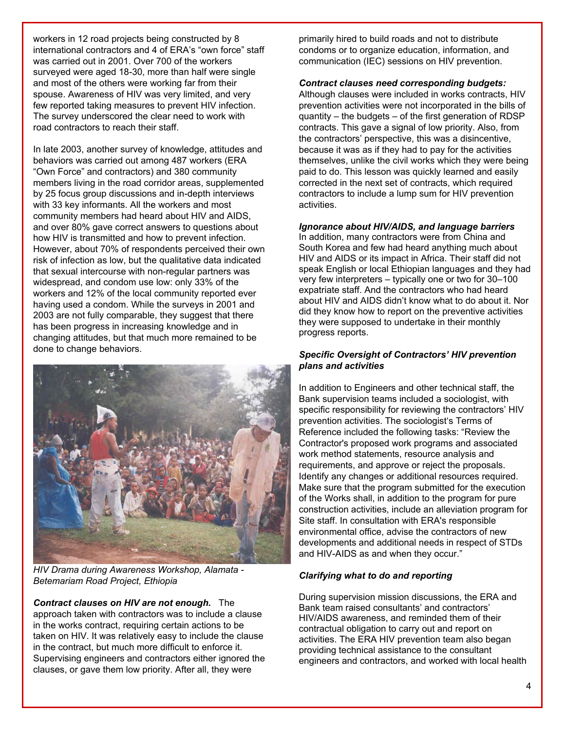workers in 12 road projects being constructed by 8 international contractors and 4 of ERA's "own force" staff was carried out in 2001. Over 700 of the workers surveyed were aged 18-30, more than half were single and most of the others were working far from their spouse. Awareness of HIV was very limited, and very few reported taking measures to prevent HIV infection. The survey underscored the clear need to work with road contractors to reach their staff.

In late 2003, another survey of knowledge, attitudes and behaviors was carried out among 487 workers (ERA "Own Force" and contractors) and 380 community members living in the road corridor areas, supplemented by 25 focus group discussions and in-depth interviews with 33 key informants. All the workers and most community members had heard about HIV and AIDS, and over 80% gave correct answers to questions about how HIV is transmitted and how to prevent infection. However, about 70% of respondents perceived their own risk of infection as low, but the qualitative data indicated that sexual intercourse with non-regular partners was widespread, and condom use low: only 33% of the workers and 12% of the local community reported ever having used a condom. While the surveys in 2001 and 2003 are not fully comparable, they suggest that there has been progress in increasing knowledge and in changing attitudes, but that much more remained to be done to change behaviors.

*HIV Drama during Awareness Workshop, Alamata - Betemariam Road Project, Ethiopia*

***Contract clauses on HIV are not enough.*** The approach taken with contractors was to include a clause in the works contract, requiring certain actions to be taken on HIV. It was relatively easy to include the clause in the contract, but much more difficult to enforce it. Supervising engineers and contractors either ignored the clauses, or gave them low priority. After all, they were primarily hired to build roads and not to distribute condoms or to organize education, information, and communication (IEC) sessions on HIV prevention.

***Contract clauses need corresponding budgets:*** Although clauses were included in works contracts, HIV prevention activities were not incorporated in the bills of quantity – the budgets – of the first generation of RDSP contracts. This gave a signal of low priority. Also, from the contractors' perspective, this was a disincentive, because it was as if they had to pay for the activities themselves, unlike the civil works which they were being paid to do. This lesson was quickly learned and easily corrected in the next set of contracts, which required contractors to include a lump sum for HIV prevention activities.

***Ignorance about HIV/AIDS, and language barriers*** In addition, many contractors were from China and South Korea and few had heard anything much about HIV and AIDS or its impact in Africa. Their staff did not speak English or local Ethiopian languages and they had very few interpreters – typically one or two for 30–100 expatriate staff. And the contractors who had heard about HIV and AIDS didn't know what to do about it. Nor did they know how to report on the preventive activities they were supposed to undertake in their monthly progress reports.

***Specific Oversight of Contractors' HIV prevention plans and activities***

In addition to Engineers and other technical staff, the Bank supervision teams included a sociologist, with specific responsibility for reviewing the contractors' HIV prevention activities. The sociologist's Terms of Reference included the following tasks: "Review the Contractor's proposed work programs and associated work method statements, resource analysis and requirements, and approve or reject the proposals. Identify any changes or additional resources required. Make sure that the program submitted for the execution of the Works shall, in addition to the program for pure construction activities, include an alleviation program for Site staff. In consultation with ERA's responsible environmental office, advise the contractors of new developments and additional needs in respect of STDs and HIV-AIDS as and when they occur."

***Clarifying what to do and reporting***

During supervision mission discussions, the ERA and Bank team raised consultants' and contractors' HIV/AIDS awareness, and reminded them of their contractual obligation to carry out and report on activities. The ERA HIV prevention team also began providing technical assistance to the consultant engineers and contractors, and worked with local health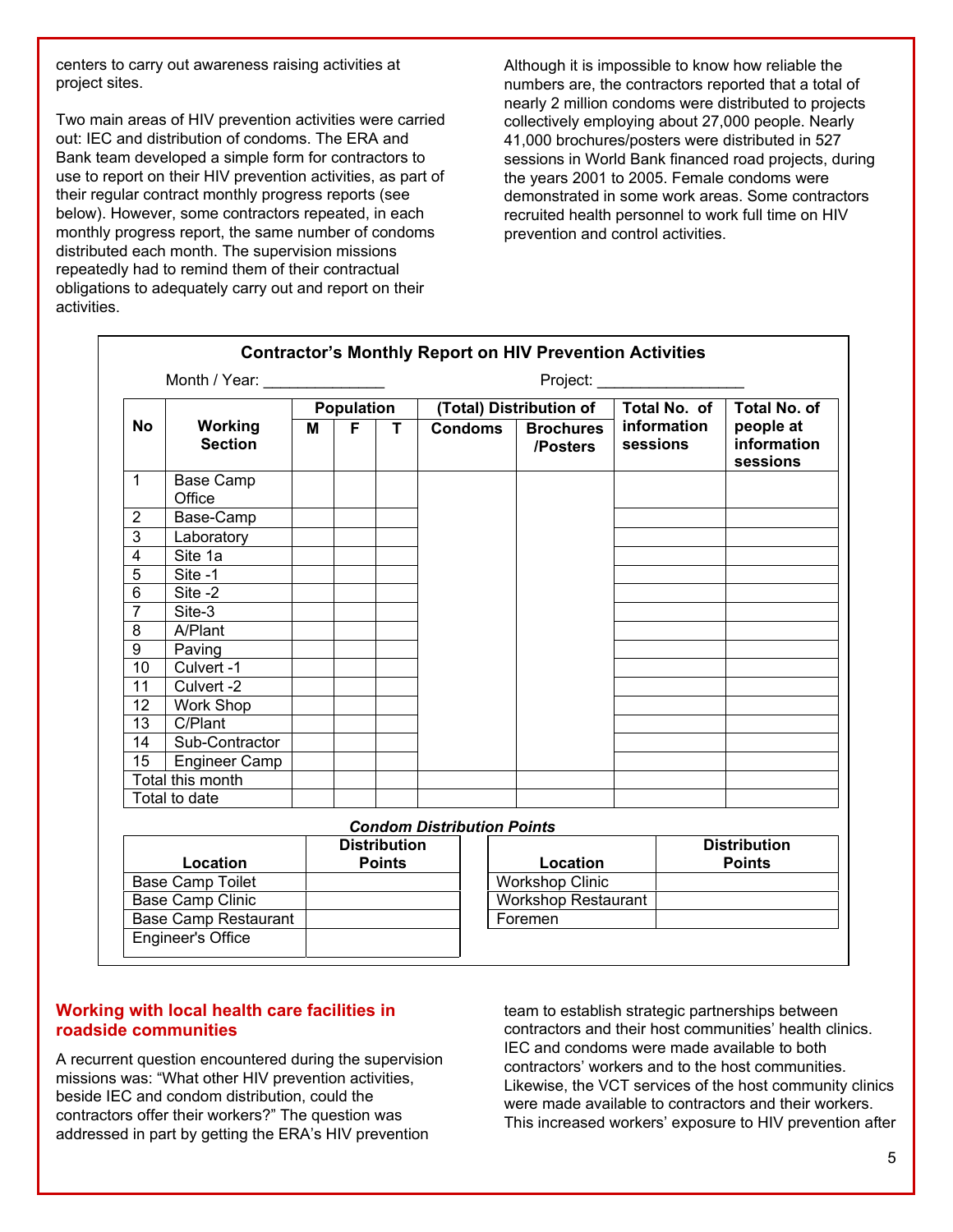centers to carry out awareness raising activities at project sites.

Two main areas of HIV prevention activities were carried out: IEC and distribution of condoms. The ERA and Bank team developed a simple form for contractors to use to report on their HIV prevention activities, as part of their regular contract monthly progress reports (see below). However, some contractors repeated, in each monthly progress report, the same number of condoms distributed each month. The supervision missions repeatedly had to remind them of their contractual obligations to adequately carry out and report on their activities.

Although it is impossible to know how reliable the numbers are, the contractors reported that a total of nearly 2 million condoms were distributed to projects collectively employing about 27,000 people. Nearly 41,000 brochures/posters were distributed in 527 sessions in World Bank financed road projects, during the years 2001 to 2005. Female condoms were demonstrated in some work areas. Some contractors recruited health personnel to work full time on HIV prevention and control activities.

**Contractor's Monthly Report on HIV Prevention Activities**

Month / Year: ______________ Project: _________________

| No | Working Section | Population | | | (Total) Distribution of | | Total No. of information sessions | Total No. of people at information sessions |
|---|---|---|---|---|---|---|---|---|
| | | M | F | T | Condoms | Brochures /Posters | | |
| 1 | Base Camp Office | | | | | | | |
| 2 | Base-Camp | | | | | | | |
| 3 | Laboratory | | | | | | | |
| 4 | Site 1a | | | | | | | |
| 5 | Site -1 | | | | | | | |
| 6 | Site -2 | | | | | | | |
| 7 | Site-3 | | | | | | | |
| 8 | A/Plant | | | | | | | |
| 9 | Paving | | | | | | | |
| 10 | Culvert -1 | | | | | | | |
| 11 | Culvert -2 | | | | | | | |
| 12 | Work Shop | | | | | | | |
| 13 | C/Plant | | | | | | | |
| 14 | Sub-Contractor | | | | | | | |
| 15 | Engineer Camp | | | | | | | |
| Total this month | | | | | | | | |
| Total to date | | | | | | | | |

***Condom Distribution Points***

| Location | Distribution Points | Location | Distribution Points |
|---|---|---|---|
| Base Camp Toilet | | Workshop Clinic | |
| Base Camp Clinic | | Workshop Restaurant | |
| Base Camp Restaurant | | Foremen | |
| Engineer's Office | | | |

## Working with local health care facilities in roadside communities

A recurrent question encountered during the supervision missions was: "What other HIV prevention activities, beside IEC and condom distribution, could the contractors offer their workers?" The question was addressed in part by getting the ERA's HIV prevention team to establish strategic partnerships between contractors and their host communities' health clinics. IEC and condoms were made available to both contractors' workers and to the host communities. Likewise, the VCT services of the host community clinics were made available to contractors and their workers. This increased workers' exposure to HIV prevention after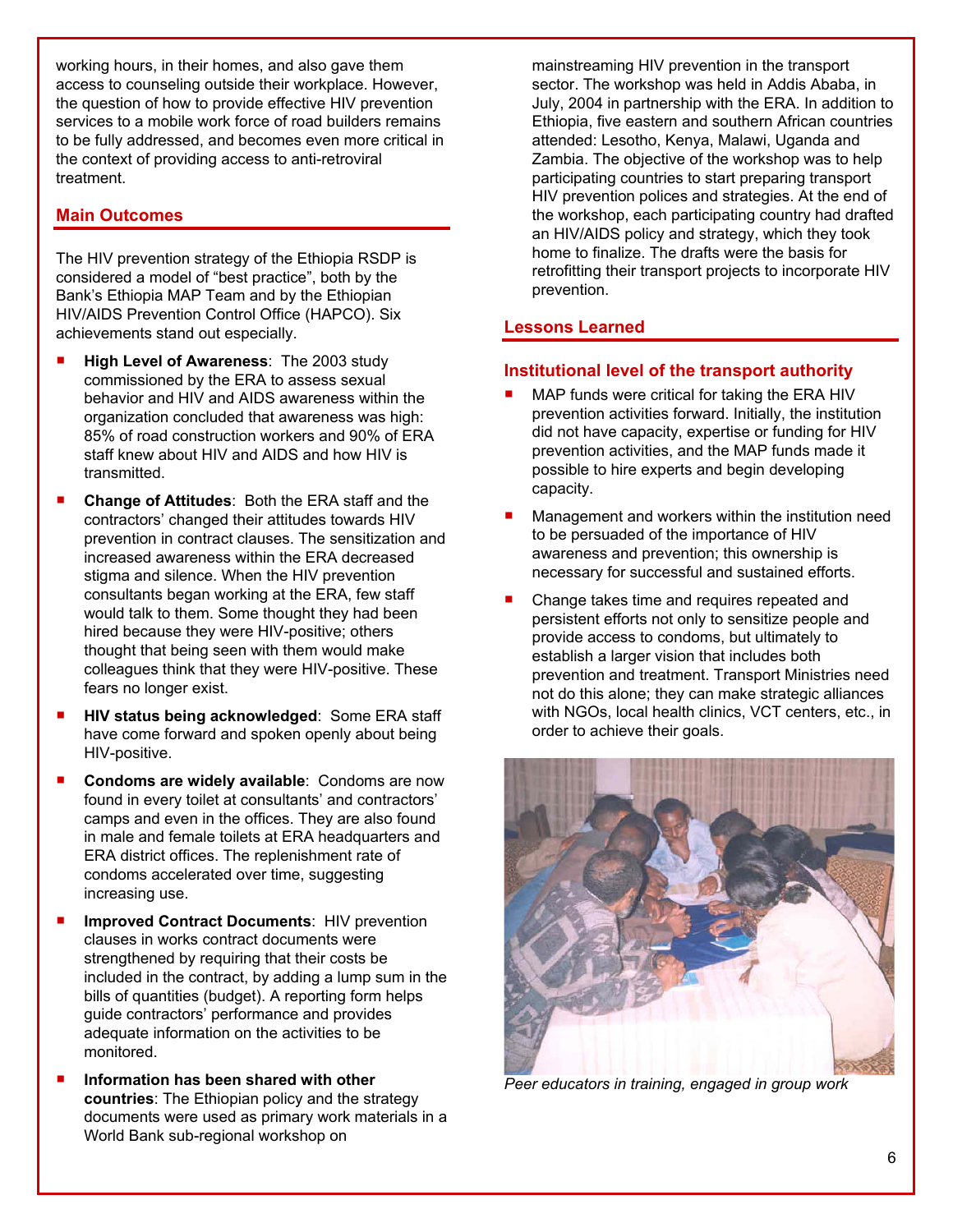working hours, in their homes, and also gave them access to counseling outside their workplace. However, the question of how to provide effective HIV prevention services to a mobile work force of road builders remains to be fully addressed, and becomes even more critical in the context of providing access to anti-retroviral treatment.

## Main Outcomes

The HIV prevention strategy of the Ethiopia RSDP is considered a model of "best practice", both by the Bank's Ethiopia MAP Team and by the Ethiopian HIV/AIDS Prevention Control Office (HAPCO). Six achievements stand out especially.

- **High Level of Awareness**: The 2003 study commissioned by the ERA to assess sexual behavior and HIV and AIDS awareness within the organization concluded that awareness was high: 85% of road construction workers and 90% of ERA staff knew about HIV and AIDS and how HIV is transmitted.
- **Change of Attitudes**: Both the ERA staff and the contractors' changed their attitudes towards HIV prevention in contract clauses. The sensitization and increased awareness within the ERA decreased stigma and silence. When the HIV prevention consultants began working at the ERA, few staff would talk to them. Some thought they had been hired because they were HIV-positive; others thought that being seen with them would make colleagues think that they were HIV-positive. These fears no longer exist.
- **HIV status being acknowledged**: Some ERA staff have come forward and spoken openly about being HIV-positive.
- **Condoms are widely available**: Condoms are now found in every toilet at consultants' and contractors' camps and even in the offices. They are also found in male and female toilets at ERA headquarters and ERA district offices. The replenishment rate of condoms accelerated over time, suggesting increasing use.
- **Improved Contract Documents**: HIV prevention clauses in works contract documents were strengthened by requiring that their costs be included in the contract, by adding a lump sum in the bills of quantities (budget). A reporting form helps guide contractors' performance and provides adequate information on the activities to be monitored.
- **Information has been shared with other countries**: The Ethiopian policy and the strategy documents were used as primary work materials in a World Bank sub-regional workshop on mainstreaming HIV prevention in the transport sector. The workshop was held in Addis Ababa, in July, 2004 in partnership with the ERA. In addition to Ethiopia, five eastern and southern African countries attended: Lesotho, Kenya, Malawi, Uganda and Zambia. The objective of the workshop was to help participating countries to start preparing transport HIV prevention polices and strategies. At the end of the workshop, each participating country had drafted an HIV/AIDS policy and strategy, which they took home to finalize. The drafts were the basis for retrofitting their transport projects to incorporate HIV prevention.

## Lessons Learned

### Institutional level of the transport authority

- MAP funds were critical for taking the ERA HIV prevention activities forward. Initially, the institution did not have capacity, expertise or funding for HIV prevention activities, and the MAP funds made it possible to hire experts and begin developing capacity.
- Management and workers within the institution need to be persuaded of the importance of HIV awareness and prevention; this ownership is necessary for successful and sustained efforts.
- Change takes time and requires repeated and persistent efforts not only to sensitize people and provide access to condoms, but ultimately to establish a larger vision that includes both prevention and treatment. Transport Ministries need not do this alone; they can make strategic alliances with NGOs, local health clinics, VCT centers, etc., in order to achieve their goals.

*Peer educators in training, engaged in group work*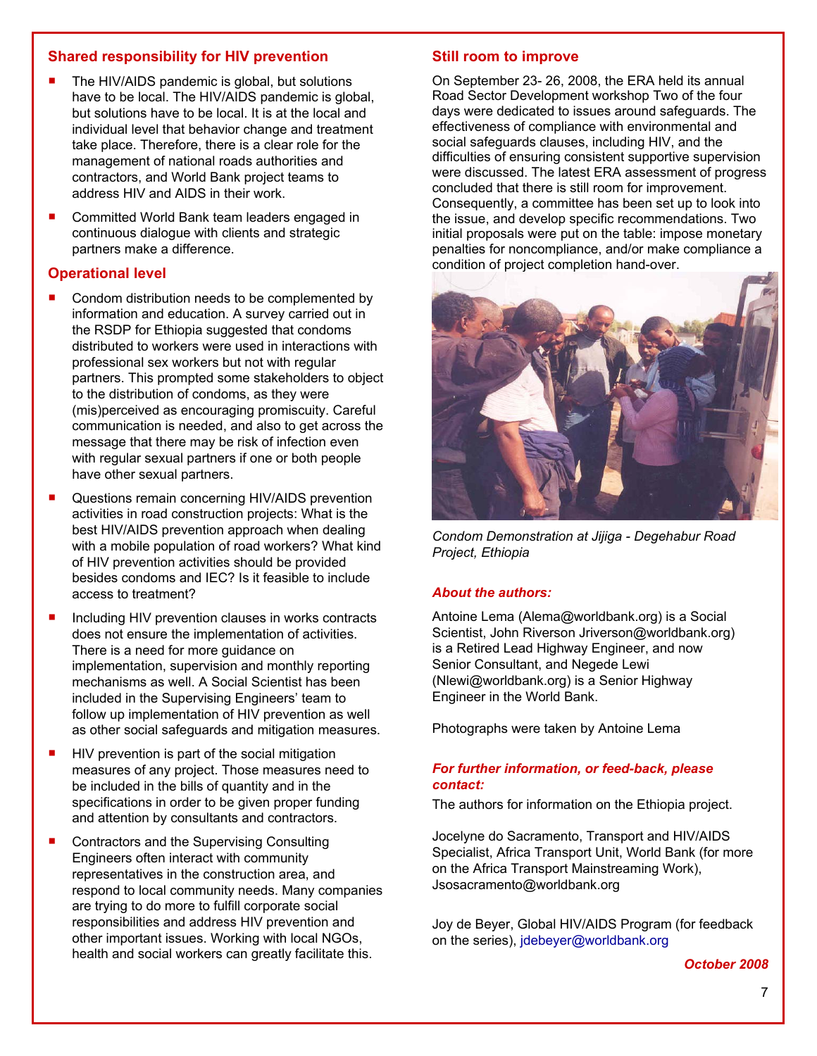## Shared responsibility for HIV prevention

- The HIV/AIDS pandemic is global, but solutions have to be local. The HIV/AIDS pandemic is global, but solutions have to be local. It is at the local and individual level that behavior change and treatment take place. Therefore, there is a clear role for the management of national roads authorities and contractors, and World Bank project teams to address HIV and AIDS in their work.
- Committed World Bank team leaders engaged in continuous dialogue with clients and strategic partners make a difference.

## Operational level

- Condom distribution needs to be complemented by information and education. A survey carried out in the RSDP for Ethiopia suggested that condoms distributed to workers were used in interactions with professional sex workers but not with regular partners. This prompted some stakeholders to object to the distribution of condoms, as they were (mis)perceived as encouraging promiscuity. Careful communication is needed, and also to get across the message that there may be risk of infection even with regular sexual partners if one or both people have other sexual partners.
- Questions remain concerning HIV/AIDS prevention activities in road construction projects: What is the best HIV/AIDS prevention approach when dealing with a mobile population of road workers? What kind of HIV prevention activities should be provided besides condoms and IEC? Is it feasible to include access to treatment?
- Including HIV prevention clauses in works contracts does not ensure the implementation of activities. There is a need for more guidance on implementation, supervision and monthly reporting mechanisms as well. A Social Scientist has been included in the Supervising Engineers' team to follow up implementation of HIV prevention as well as other social safeguards and mitigation measures.
- HIV prevention is part of the social mitigation measures of any project. Those measures need to be included in the bills of quantity and in the specifications in order to be given proper funding and attention by consultants and contractors.
- Contractors and the Supervising Consulting Engineers often interact with community representatives in the construction area, and respond to local community needs. Many companies are trying to do more to fulfill corporate social responsibilities and address HIV prevention and other important issues. Working with local NGOs, health and social workers can greatly facilitate this.

## Still room to improve

On September 23- 26, 2008, the ERA held its annual Road Sector Development workshop Two of the four days were dedicated to issues around safeguards. The effectiveness of compliance with environmental and social safeguards clauses, including HIV, and the difficulties of ensuring consistent supportive supervision were discussed. The latest ERA assessment of progress concluded that there is still room for improvement. Consequently, a committee has been set up to look into the issue, and develop specific recommendations. Two initial proposals were put on the table: impose monetary penalties for noncompliance, and/or make compliance a condition of project completion hand-over.

*Condom Demonstration at Jijiga - Degehabur Road Project, Ethiopia*

***About the authors:***

Antoine Lema (Alema@worldbank.org) is a Social Scientist, John Riverson Jriverson@worldbank.org) is a Retired Lead Highway Engineer, and now Senior Consultant, and Negede Lewi (Nlewi@worldbank.org) is a Senior Highway Engineer in the World Bank.

Photographs were taken by Antoine Lema

***For further information, or feed-back, please contact:***

The authors for information on the Ethiopia project.

Jocelyne do Sacramento, Transport and HIV/AIDS Specialist, Africa Transport Unit, World Bank (for more on the Africa Transport Mainstreaming Work), Jsosacramento@worldbank.org

Joy de Beyer, Global HIV/AIDS Program (for feedback on the series), jdebeyer@worldbank.org

***October 2008***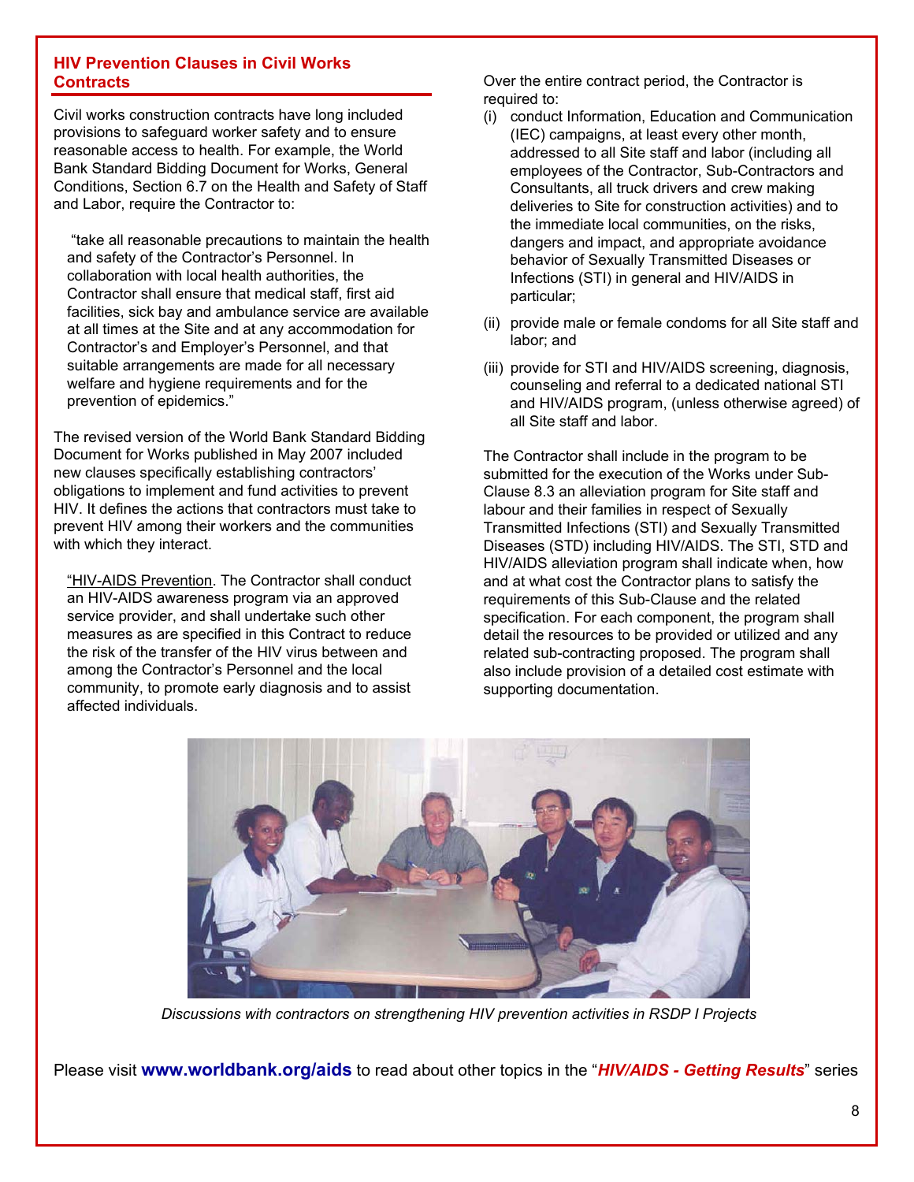## HIV Prevention Clauses in Civil Works Contracts

Civil works construction contracts have long included provisions to safeguard worker safety and to ensure reasonable access to health. For example, the World Bank Standard Bidding Document for Works, General Conditions, Section 6.7 on the Health and Safety of Staff and Labor, require the Contractor to:

> "take all reasonable precautions to maintain the health and safety of the Contractor's Personnel. In collaboration with local health authorities, the Contractor shall ensure that medical staff, first aid facilities, sick bay and ambulance service are available at all times at the Site and at any accommodation for Contractor's and Employer's Personnel, and that suitable arrangements are made for all necessary welfare and hygiene requirements and for the prevention of epidemics."

The revised version of the World Bank Standard Bidding Document for Works published in May 2007 included new clauses specifically establishing contractors' obligations to implement and fund activities to prevent HIV. It defines the actions that contractors must take to prevent HIV among their workers and the communities with which they interact.

> "HIV-AIDS Prevention. The Contractor shall conduct an HIV-AIDS awareness program via an approved service provider, and shall undertake such other measures as are specified in this Contract to reduce the risk of the transfer of the HIV virus between and among the Contractor's Personnel and the local community, to promote early diagnosis and to assist affected individuals.

Over the entire contract period, the Contractor is required to:

(i) conduct Information, Education and Communication (IEC) campaigns, at least every other month, addressed to all Site staff and labor (including all employees of the Contractor, Sub-Contractors and Consultants, all truck drivers and crew making deliveries to Site for construction activities) and to the immediate local communities, on the risks, dangers and impact, and appropriate avoidance behavior of Sexually Transmitted Diseases or Infections (STI) in general and HIV/AIDS in particular;

(ii) provide male or female condoms for all Site staff and labor; and

(iii) provide for STI and HIV/AIDS screening, diagnosis, counseling and referral to a dedicated national STI and HIV/AIDS program, (unless otherwise agreed) of all Site staff and labor.

The Contractor shall include in the program to be submitted for the execution of the Works under Sub-Clause 8.3 an alleviation program for Site staff and labour and their families in respect of Sexually Transmitted Infections (STI) and Sexually Transmitted Diseases (STD) including HIV/AIDS. The STI, STD and HIV/AIDS alleviation program shall indicate when, how and at what cost the Contractor plans to satisfy the requirements of this Sub-Clause and the related specification. For each component, the program shall detail the resources to be provided or utilized and any related sub-contracting proposed. The program shall also include provision of a detailed cost estimate with supporting documentation.

*Discussions with contractors on strengthening HIV prevention activities in RSDP I Projects*

Please visit **www.worldbank.org/aids** to read about other topics in the "***HIV/AIDS - Getting Results***" series